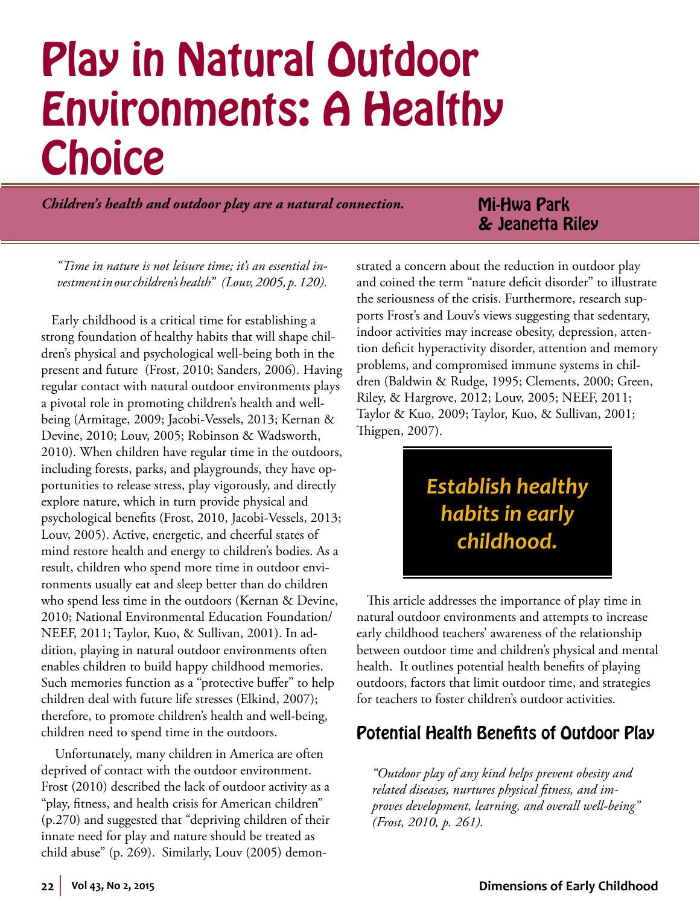# Play in Natural Outdoor Environments: A Healthy Choice

***Children's health and outdoor play are a natural connection.***

**Mi-Hwa Park & Jeanetta Riley**

*"Time in nature is not leisure time; it's an essential investment in our children's health" (Louv, 2005, p. 120).*

Early childhood is a critical time for establishing a strong foundation of healthy habits that will shape children's physical and psychological well-being both in the present and future (Frost, 2010; Sanders, 2006). Having regular contact with natural outdoor environments plays a pivotal role in promoting children's health and well-being (Armitage, 2009; Jacobi-Vessels, 2013; Kernan & Devine, 2010; Louv, 2005; Robinson & Wadsworth, 2010). When children have regular time in the outdoors, including forests, parks, and playgrounds, they have opportunities to release stress, play vigorously, and directly explore nature, which in turn provide physical and psychological benefits (Frost, 2010, Jacobi-Vessels, 2013; Louv, 2005). Active, energetic, and cheerful states of mind restore health and energy to children's bodies. As a result, children who spend more time in outdoor environments usually eat and sleep better than do children who spend less time in the outdoors (Kernan & Devine, 2010; National Environmental Education Foundation/ NEEF, 2011; Taylor, Kuo, & Sullivan, 2001). In addition, playing in natural outdoor environments often enables children to build happy childhood memories. Such memories function as a "protective buffer" to help children deal with future life stresses (Elkind, 2007); therefore, to promote children's health and well-being, children need to spend time in the outdoors.

Unfortunately, many children in America are often deprived of contact with the outdoor environment. Frost (2010) described the lack of outdoor activity as a "play, fitness, and health crisis for American children" (p.270) and suggested that "depriving children of their innate need for play and nature should be treated as child abuse" (p. 269). Similarly, Louv (2005) demonstrated a concern about the reduction in outdoor play and coined the term "nature deficit disorder" to illustrate the seriousness of the crisis. Furthermore, research supports Frost's and Louv's views suggesting that sedentary, indoor activities may increase obesity, depression, attention deficit hyperactivity disorder, attention and memory problems, and compromised immune systems in children (Baldwin & Rudge, 1995; Clements, 2000; Green, Riley, & Hargrove, 2012; Louv, 2005; NEEF, 2011; Taylor & Kuo, 2009; Taylor, Kuo, & Sullivan, 2001; Thigpen, 2007).

**Establish healthy habits in early childhood.**

This article addresses the importance of play time in natural outdoor environments and attempts to increase early childhood teachers' awareness of the relationship between outdoor time and children's physical and mental health. It outlines potential health benefits of playing outdoors, factors that limit outdoor time, and strategies for teachers to foster children's outdoor activities.

## Potential Health Benefits of Outdoor Play

*"Outdoor play of any kind helps prevent obesity and related diseases, nurtures physical fitness, and improves development, learning, and overall well-being" (Frost, 2010, p. 261).*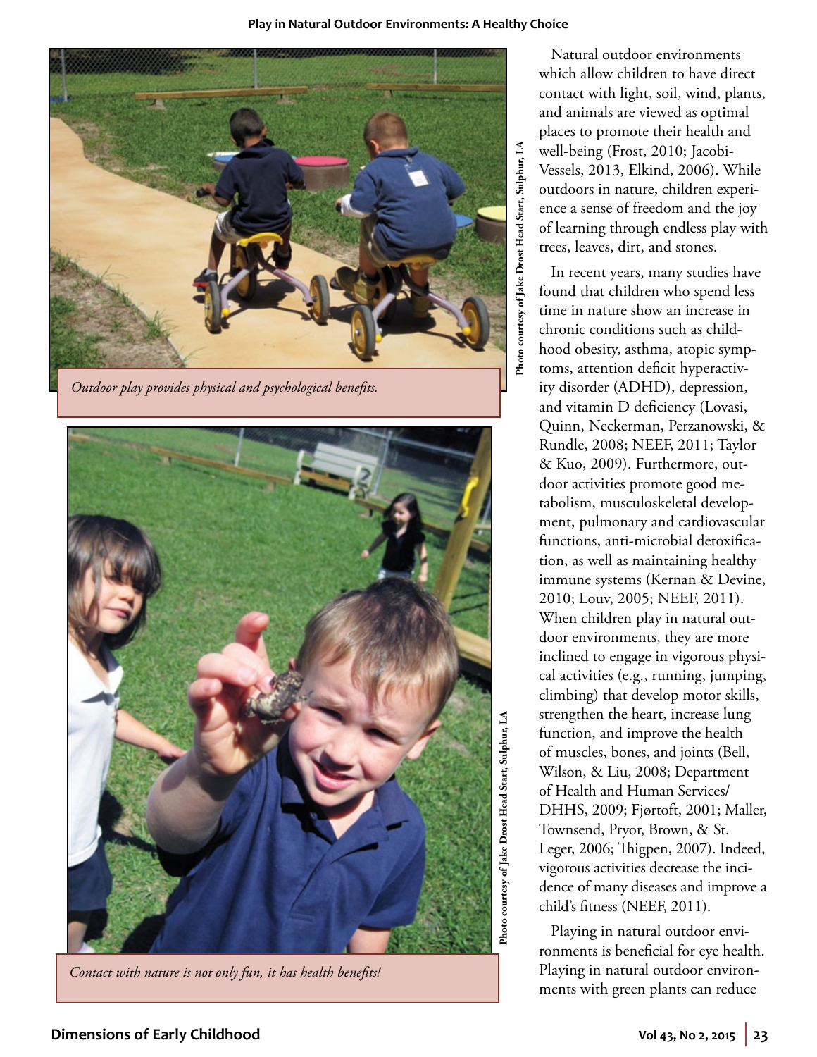Outdoor play provides physical and psychological benefits.

Photo courtesy of Jake Drost Head Start, Sulphur, LA

Contact with nature is not only fun, it has health benefits!

Photo courtesy of Jake Drost Head Start, Sulphur, LA

Natural outdoor environments which allow children to have direct contact with light, soil, wind, plants, and animals are viewed as optimal places to promote their health and well-being (Frost, 2010; Jacobi-Vessels, 2013, Elkind, 2006). While outdoors in nature, children experience a sense of freedom and the joy of learning through endless play with trees, leaves, dirt, and stones.

In recent years, many studies have found that children who spend less time in nature show an increase in chronic conditions such as childhood obesity, asthma, atopic symptoms, attention deficit hyperactivity disorder (ADHD), depression, and vitamin D deficiency (Lovasi, Quinn, Neckerman, Perzanowski, & Rundle, 2008; NEEF, 2011; Taylor & Kuo, 2009). Furthermore, outdoor activities promote good metabolism, musculoskeletal development, pulmonary and cardiovascular functions, anti-microbial detoxification, as well as maintaining healthy immune systems (Kernan & Devine, 2010; Louv, 2005; NEEF, 2011). When children play in natural outdoor environments, they are more inclined to engage in vigorous physical activities (e.g., running, jumping, climbing) that develop motor skills, strengthen the heart, increase lung function, and improve the health of muscles, bones, and joints (Bell, Wilson, & Liu, 2008; Department of Health and Human Services/DHHS, 2009; Fjørtoft, 2001; Maller, Townsend, Pryor, Brown, & St. Leger, 2006; Thigpen, 2007). Indeed, vigorous activities decrease the incidence of many diseases and improve a child's fitness (NEEF, 2011).

Playing in natural outdoor environments is beneficial for eye health. Playing in natural outdoor environments with green plants can reduce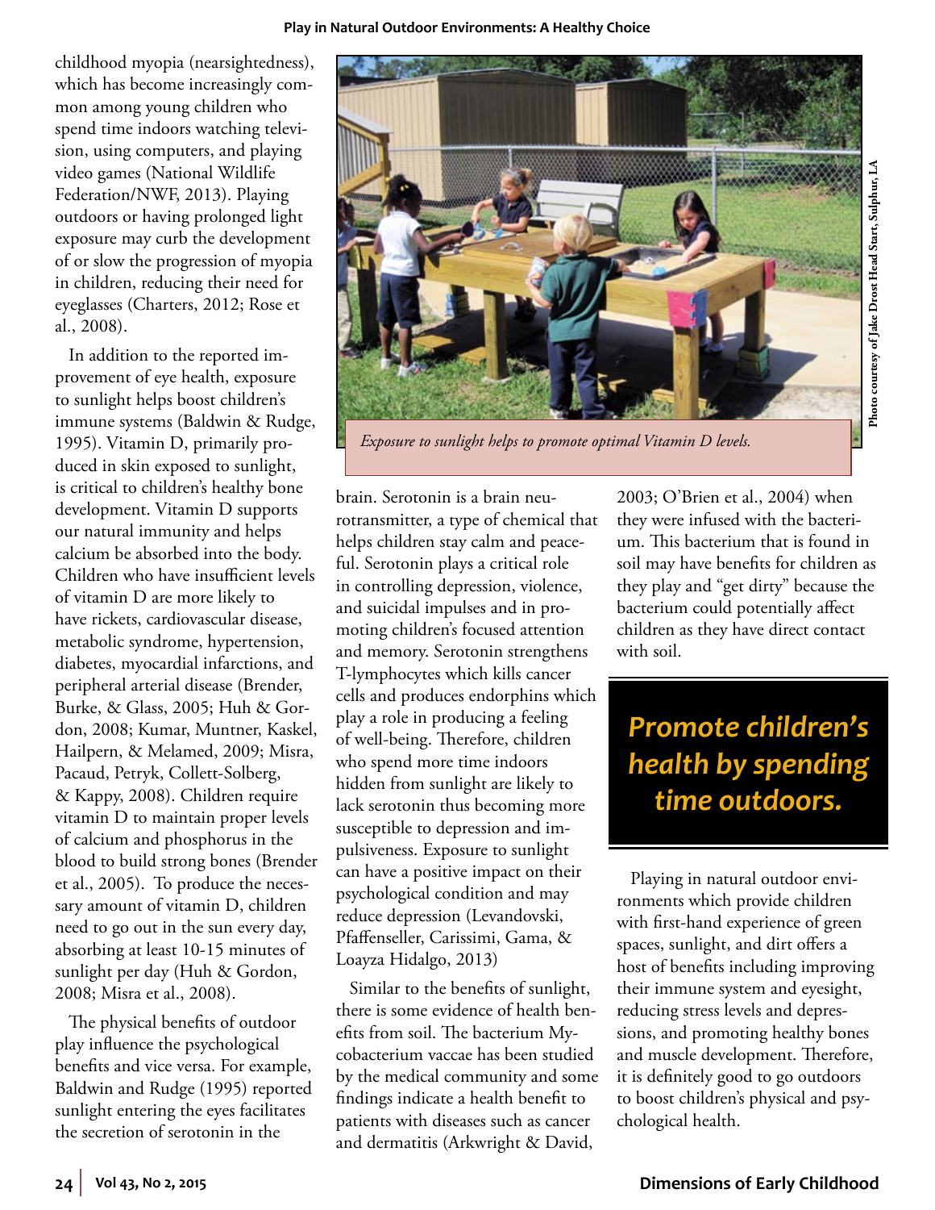childhood myopia (nearsightedness), which has become increasingly common among young children who spend time indoors watching television, using computers, and playing video games (National Wildlife Federation/NWF, 2013). Playing outdoors or having prolonged light exposure may curb the development of or slow the progression of myopia in children, reducing their need for eyeglasses (Charters, 2012; Rose et al., 2008).

In addition to the reported improvement of eye health, exposure to sunlight helps boost children's immune systems (Baldwin & Rudge, 1995). Vitamin D, primarily produced in skin exposed to sunlight, is critical to children's healthy bone development. Vitamin D supports our natural immunity and helps calcium be absorbed into the body. Children who have insufficient levels of vitamin D are more likely to have rickets, cardiovascular disease, metabolic syndrome, hypertension, diabetes, myocardial infarctions, and peripheral arterial disease (Brender, Burke, & Glass, 2005; Huh & Gordon, 2008; Kumar, Muntner, Kaskel, Hailpern, & Melamed, 2009; Misra, Pacaud, Petryk, Collett-Solberg, & Kappy, 2008). Children require vitamin D to maintain proper levels of calcium and phosphorus in the blood to build strong bones (Brender et al., 2005). To produce the necessary amount of vitamin D, children need to go out in the sun every day, absorbing at least 10-15 minutes of sunlight per day (Huh & Gordon, 2008; Misra et al., 2008).

The physical benefits of outdoor play influence the psychological benefits and vice versa. For example, Baldwin and Rudge (1995) reported sunlight entering the eyes facilitates the secretion of serotonin in the brain. Serotonin is a brain neurotransmitter, a type of chemical that helps children stay calm and peaceful. Serotonin plays a critical role in controlling depression, violence, and suicidal impulses and in promoting children's focused attention and memory. Serotonin strengthens T-lymphocytes which kills cancer cells and produces endorphins which play a role in producing a feeling of well-being. Therefore, children who spend more time indoors hidden from sunlight are likely to lack serotonin thus becoming more susceptible to depression and impulsiveness. Exposure to sunlight can have a positive impact on their psychological condition and may reduce depression (Levandovski, Pfaffenseller, Carissimi, Gama, & Loayza Hidalgo, 2013)

*Exposure to sunlight helps to promote optimal Vitamin D levels.*

Photo courtesy of Jake Drost Head Start, Sulphur, LA

Similar to the benefits of sunlight, there is some evidence of health benefits from soil. The bacterium Mycobacterium vaccae has been studied by the medical community and some findings indicate a health benefit to patients with diseases such as cancer and dermatitis (Arkwright & David, 2003; O'Brien et al., 2004) when they were infused with the bacterium. This bacterium that is found in soil may have benefits for children as they play and "get dirty" because the bacterium could potentially affect children as they have direct contact with soil.

**Promote children's health by spending time outdoors.**

Playing in natural outdoor environments which provide children with first-hand experience of green spaces, sunlight, and dirt offers a host of benefits including improving their immune system and eyesight, reducing stress levels and depressions, and promoting healthy bones and muscle development. Therefore, it is definitely good to go outdoors to boost children's physical and psychological health.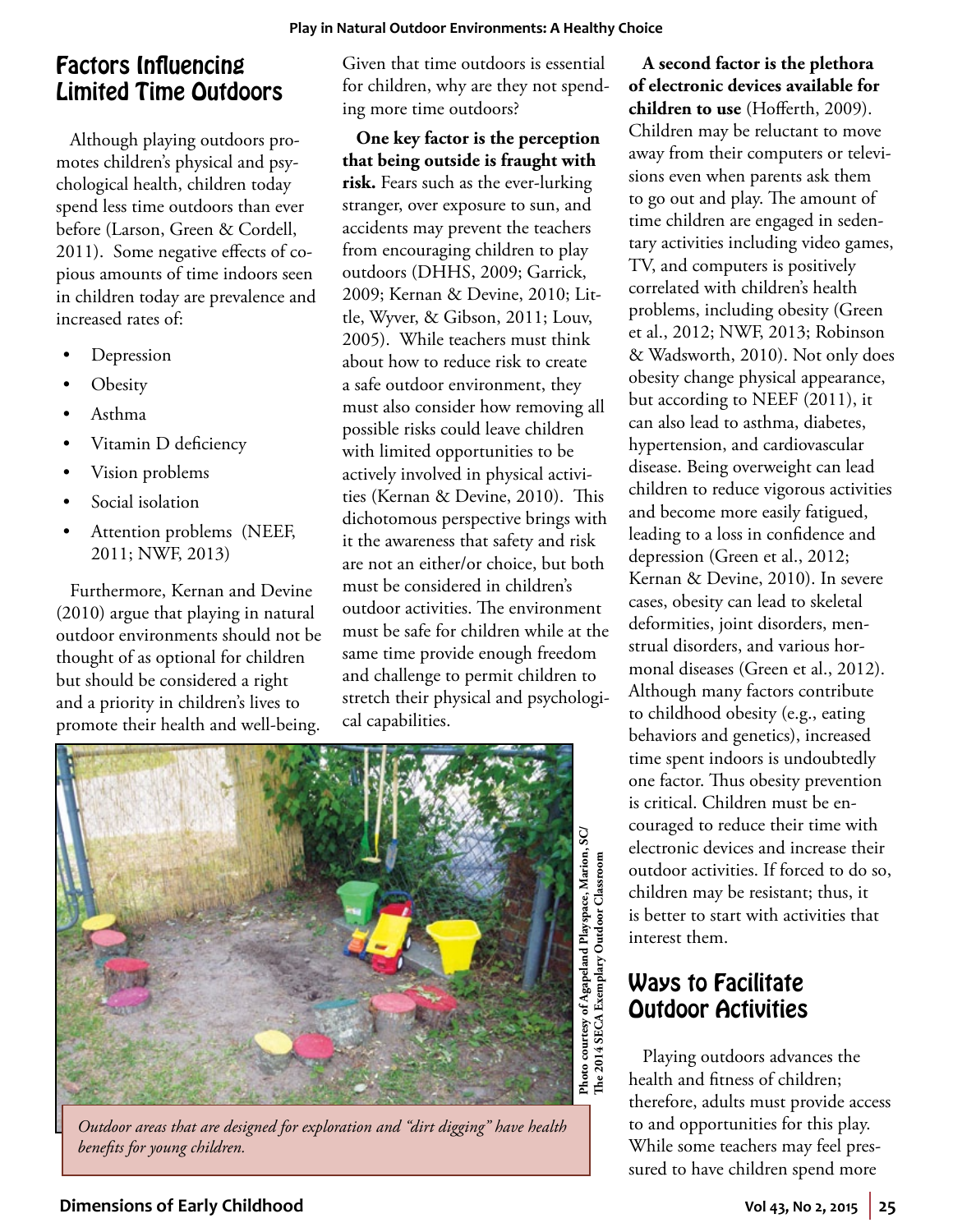## Factors Influencing Limited Time Outdoors

Although playing outdoors promotes children's physical and psychological health, children today spend less time outdoors than ever before (Larson, Green & Cordell, 2011). Some negative effects of copious amounts of time indoors seen in children today are prevalence and increased rates of:

- Depression
- Obesity
- Asthma
- Vitamin D deficiency
- Vision problems
- Social isolation
- Attention problems (NEEF, 2011; NWF, 2013)

Furthermore, Kernan and Devine (2010) argue that playing in natural outdoor environments should not be thought of as optional for children but should be considered a right and a priority in children's lives to promote their health and well-being.

Given that time outdoors is essential for children, why are they not spending more time outdoors?

**One key factor is the perception that being outside is fraught with risk.** Fears such as the ever-lurking stranger, over exposure to sun, and accidents may prevent the teachers from encouraging children to play outdoors (DHHS, 2009; Garrick, 2009; Kernan & Devine, 2010; Little, Wyver, & Gibson, 2011; Louv, 2005). While teachers must think about how to reduce risk to create a safe outdoor environment, they must also consider how removing all possible risks could leave children with limited opportunities to be actively involved in physical activities (Kernan & Devine, 2010). This dichotomous perspective brings with it the awareness that safety and risk are not an either/or choice, but both must be considered in children's outdoor activities. The environment must be safe for children while at the same time provide enough freedom and challenge to permit children to stretch their physical and psychological capabilities.

Photo courtesy of Agapeland Playspace, Marion, SC/ The 2014 SECA Exemplary Outdoor Classroom

*Outdoor areas that are designed for exploration and "dirt digging" have health benefits for young children.*

**A second factor is the plethora of electronic devices available for children to use** (Hofferth, 2009). Children may be reluctant to move away from their computers or televisions even when parents ask them to go out and play. The amount of time children are engaged in sedentary activities including video games, TV, and computers is positively correlated with children's health problems, including obesity (Green et al., 2012; NWF, 2013; Robinson & Wadsworth, 2010). Not only does obesity change physical appearance, but according to NEEF (2011), it can also lead to asthma, diabetes, hypertension, and cardiovascular disease. Being overweight can lead children to reduce vigorous activities and become more easily fatigued, leading to a loss in confidence and depression (Green et al., 2012; Kernan & Devine, 2010). In severe cases, obesity can lead to skeletal deformities, joint disorders, menstrual disorders, and various hormonal diseases (Green et al., 2012). Although many factors contribute to childhood obesity (e.g., eating behaviors and genetics), increased time spent indoors is undoubtedly one factor. Thus obesity prevention is critical. Children must be encouraged to reduce their time with electronic devices and increase their outdoor activities. If forced to do so, children may be resistant; thus, it is better to start with activities that interest them.

## Ways to Facilitate Outdoor Activities

Playing outdoors advances the health and fitness of children; therefore, adults must provide access to and opportunities for this play. While some teachers may feel pressured to have children spend more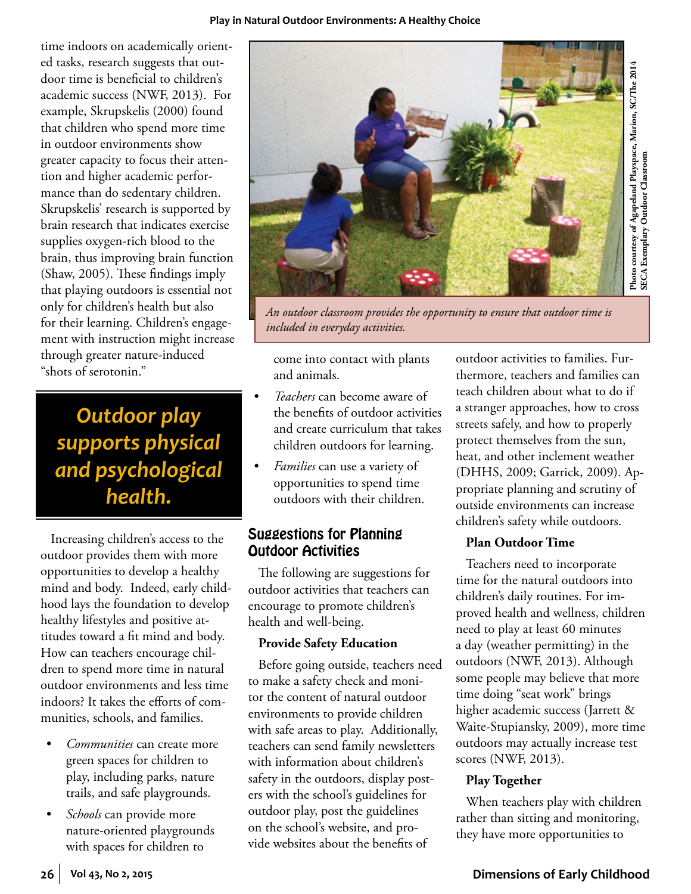time indoors on academically oriented tasks, research suggests that outdoor time is beneficial to children's academic success (NWF, 2013). For example, Skrupskelis (2000) found that children who spend more time in outdoor environments show greater capacity to focus their attention and higher academic performance than do sedentary children. Skrupskelis' research is supported by brain research that indicates exercise supplies oxygen-rich blood to the brain, thus improving brain function (Shaw, 2005). These findings imply that playing outdoors is essential not only for children's health but also for their learning. Children's engagement with instruction might increase through greater nature-induced "shots of serotonin."

> ***Outdoor play supports physical and psychological health.***

Photo courtesy of Agapeland Playspace, Marion, SC/The 2014 SECA Exemplary Outdoor Classroom

*An outdoor classroom provides the opportunity to ensure that outdoor time is included in everyday activities.*

Increasing children's access to the outdoor provides them with more opportunities to develop a healthy mind and body. Indeed, early childhood lays the foundation to develop healthy lifestyles and positive attitudes toward a fit mind and body. How can teachers encourage children to spend more time in natural outdoor environments and less time indoors? It takes the efforts of communities, schools, and families.

- *Communities* can create more green spaces for children to play, including parks, nature trails, and safe playgrounds.
- *Schools* can provide more nature-oriented playgrounds with spaces for children to come into contact with plants and animals.
- *Teachers* can become aware of the benefits of outdoor activities and create curriculum that takes children outdoors for learning.
- *Families* can use a variety of opportunities to spend time outdoors with their children.

## Suggestions for Planning Outdoor Activities

The following are suggestions for outdoor activities that teachers can encourage to promote children's health and well-being.

### Provide Safety Education

Before going outside, teachers need to make a safety check and monitor the content of natural outdoor environments to provide children with safe areas to play. Additionally, teachers can send family newsletters with information about children's safety in the outdoors, display posters with the school's guidelines for outdoor play, post the guidelines on the school's website, and provide websites about the benefits of outdoor activities to families. Furthermore, teachers and families can teach children about what to do if a stranger approaches, how to cross streets safely, and how to properly protect themselves from the sun, heat, and other inclement weather (DHHS, 2009; Garrick, 2009). Appropriate planning and scrutiny of outside environments can increase children's safety while outdoors.

### Plan Outdoor Time

Teachers need to incorporate time for the natural outdoors into children's daily routines. For improved health and wellness, children need to play at least 60 minutes a day (weather permitting) in the outdoors (NWF, 2013). Although some people may believe that more time doing "seat work" brings higher academic success (Jarrett & Waite-Stupiansky, 2009), more time outdoors may actually increase test scores (NWF, 2013).

### Play Together

When teachers play with children rather than sitting and monitoring, they have more opportunities to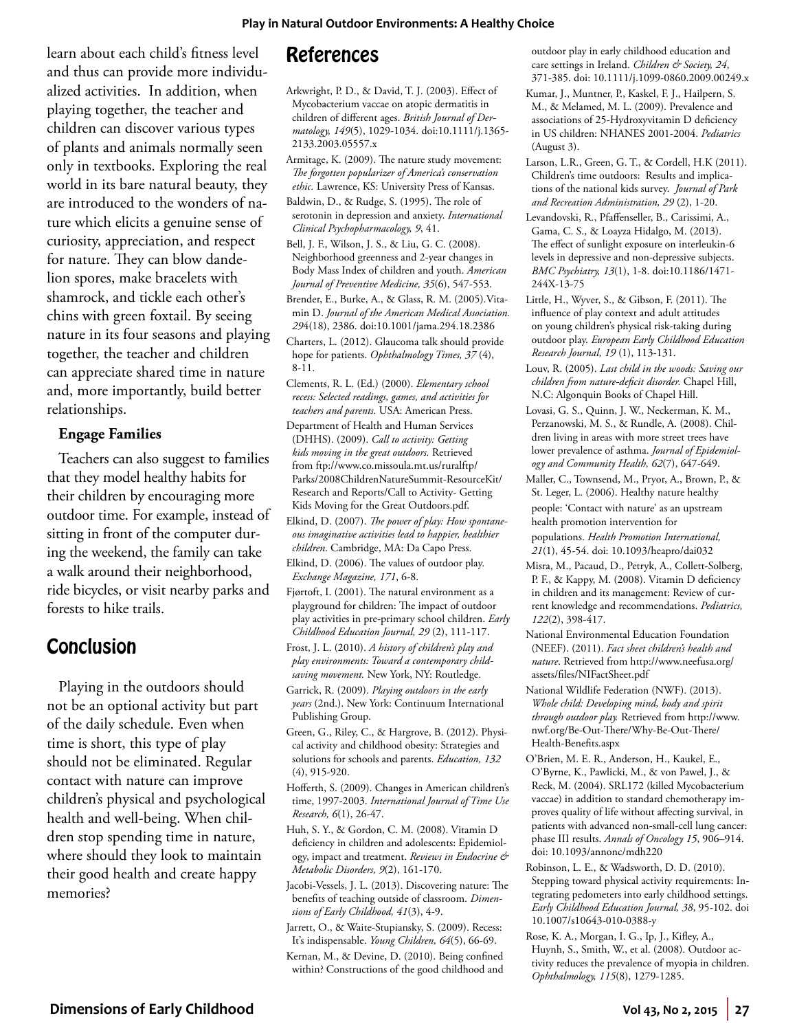learn about each child's fitness level and thus can provide more individualized activities. In addition, when playing together, the teacher and children can discover various types of plants and animals normally seen only in textbooks. Exploring the real world in its bare natural beauty, they are introduced to the wonders of nature which elicits a genuine sense of curiosity, appreciation, and respect for nature. They can blow dandelion spores, make bracelets with shamrock, and tickle each other's chins with green foxtail. By seeing nature in its four seasons and playing together, the teacher and children can appreciate shared time in nature and, more importantly, build better relationships.

### Engage Families

Teachers can also suggest to families that they model healthy habits for their children by encouraging more outdoor time. For example, instead of sitting in front of the computer during the weekend, the family can take a walk around their neighborhood, ride bicycles, or visit nearby parks and forests to hike trails.

## Conclusion

Playing in the outdoors should not be an optional activity but part of the daily schedule. Even when time is short, this type of play should not be eliminated. Regular contact with nature can improve children's physical and psychological health and well-being. When children stop spending time in nature, where should they look to maintain their good health and create happy memories?

## References

Arkwright, P. D., & David, T. J. (2003). Effect of Mycobacterium vaccae on atopic dermatitis in children of different ages. *British Journal of Dermatology, 149*(5), 1029-1034. doi:10.1111/j.1365-2133.2003.05557.x

Armitage, K. (2009). The nature study movement: *The forgotten popularizer of America's conservation ethic.* Lawrence, KS: University Press of Kansas.

Baldwin, D., & Rudge, S. (1995). The role of serotonin in depression and anxiety. *International Clinical Psychopharmacology, 9*, 41.

Bell, J. F., Wilson, J. S., & Liu, G. C. (2008). Neighborhood greenness and 2-year changes in Body Mass Index of children and youth. *American Journal of Preventive Medicine, 35*(6), 547-553.

Brender, E., Burke, A., & Glass, R. M. (2005).Vitamin D. *Journal of the American Medical Association. 294*(18), 2386. doi:10.1001/jama.294.18.2386

Charters, L. (2012). Glaucoma talk should provide hope for patients. *Ophthalmology Times, 37* (4), 8-11.

Clements, R. L. (Ed.) (2000). *Elementary school recess: Selected readings, games, and activities for teachers and parents.* USA: American Press.

Department of Health and Human Services (DHHS). (2009). *Call to activity: Getting kids moving in the great outdoors.* Retrieved from ftp://www.co.missoula.mt.us/ruralftp/Parks/2008ChildrenNatureSummit-ResourceKit/Research and Reports/Call to Activity- Getting Kids Moving for the Great Outdoors.pdf.

Elkind, D. (2007). *The power of play: How spontaneous imaginative activities lead to happier, healthier children*. Cambridge, MA: Da Capo Press.

Elkind, D. (2006). The values of outdoor play. *Exchange Magazine, 171*, 6-8.

Fjørtoft, I. (2001). The natural environment as a playground for children: The impact of outdoor play activities in pre-primary school children. *Early Childhood Education Journal, 29* (2), 111-117.

Frost, J. L. (2010). *A history of children's play and play environments: Toward a contemporary child-saving movement.* New York, NY: Routledge.

Garrick, R. (2009). *Playing outdoors in the early years* (2nd.). New York: Continuum International Publishing Group.

Green, G., Riley, C., & Hargrove, B. (2012). Physical activity and childhood obesity: Strategies and solutions for schools and parents. *Education, 132* (4), 915-920.

Hofferth, S. (2009). Changes in American children's time, 1997-2003. *International Journal of Time Use Research, 6*(1), 26-47.

Huh, S. Y., & Gordon, C. M. (2008). Vitamin D deficiency in children and adolescents: Epidemiology, impact and treatment. *Reviews in Endocrine & Metabolic Disorders, 9*(2), 161-170.

Jacobi-Vessels, J. L. (2013). Discovering nature: The benefits of teaching outside of classroom. *Dimensions of Early Childhood, 41*(3), 4-9.

Jarrett, O., & Waite-Stupiansky, S. (2009). Recess: It's indispensable. *Young Children, 64*(5), 66-69.

Kernan, M., & Devine, D. (2010). Being confined within? Constructions of the good childhood and outdoor play in early childhood education and care settings in Ireland. *Children & Society, 24*, 371-385. doi: 10.1111/j.1099-0860.2009.00249.x

Kumar, J., Muntner, P., Kaskel, F. J., Hailpern, S. M., & Melamed, M. L. (2009). Prevalence and associations of 25-Hydroxyvitamin D deficiency in US children: NHANES 2001-2004. *Pediatrics* (August 3).

Larson, L.R., Green, G. T., & Cordell, H.K (2011). Children's time outdoors: Results and implications of the national kids survey. *Journal of Park and Recreation Administration, 29* (2), 1-20.

Levandovski, R., Pfaffenseller, B., Carissimi, A., Gama, C. S., & Loayza Hidalgo, M. (2013). The effect of sunlight exposure on interleukin-6 levels in depressive and non-depressive subjects. *BMC Psychiatry, 13*(1), 1-8. doi:10.1186/1471-244X-13-75

Little, H., Wyver, S., & Gibson, F. (2011). The influence of play context and adult attitudes on young children's physical risk-taking during outdoor play. *European Early Childhood Education Research Journal, 19* (1), 113-131.

Louv, R. (2005). *Last child in the woods: Saving our children from nature-deficit disorder.* Chapel Hill, N.C: Algonquin Books of Chapel Hill.

Lovasi, G. S., Quinn, J. W., Neckerman, K. M., Perzanowski, M. S., & Rundle, A. (2008). Children living in areas with more street trees have lower prevalence of asthma. *Journal of Epidemiology and Community Health, 62*(7), 647-649.

Maller, C., Townsend, M., Pryor, A., Brown, P., & St. Leger, L. (2006). Healthy nature healthy people: 'Contact with nature' as an upstream health promotion intervention for populations. *Health Promotion International, 21*(1), 45-54. doi: 10.1093/heapro/dai032

Misra, M., Pacaud, D., Petryk, A., Collett-Solberg, P. F., & Kappy, M. (2008). Vitamin D deficiency in children and its management: Review of current knowledge and recommendations. *Pediatrics, 122*(2), 398-417.

National Environmental Education Foundation (NEEF). (2011). *Fact sheet children's health and nature*. Retrieved from http://www.neefusa.org/assets/files/NIFactSheet.pdf

National Wildlife Federation (NWF). (2013). *Whole child: Developing mind, body and spirit through outdoor play.* Retrieved from http://www.nwf.org/Be-Out-There/Why-Be-Out-There/Health-Benefits.aspx

O'Brien, M. E. R., Anderson, H., Kaukel, E., O'Byrne, K., Pawlicki, M., & von Pawel, J., & Reck, M. (2004). SRL172 (killed Mycobacterium vaccae) in addition to standard chemotherapy improves quality of life without affecting survival, in patients with advanced non-small-cell lung cancer: phase III results. *Annals of Oncology 15*, 906–914. doi: 10.1093/annonc/mdh220

Robinson, L. E., & Wadsworth, D. D. (2010). Stepping toward physical activity requirements: Integrating pedometers into early childhood settings. *Early Childhood Education Journal, 38*, 95-102. doi 10.1007/s10643-010-0388-y

Rose, K. A., Morgan, I. G., Ip, J., Kifley, A., Huynh, S., Smith, W., et al. (2008). Outdoor activity reduces the prevalence of myopia in children. *Ophthalmology, 115*(8), 1279-1285.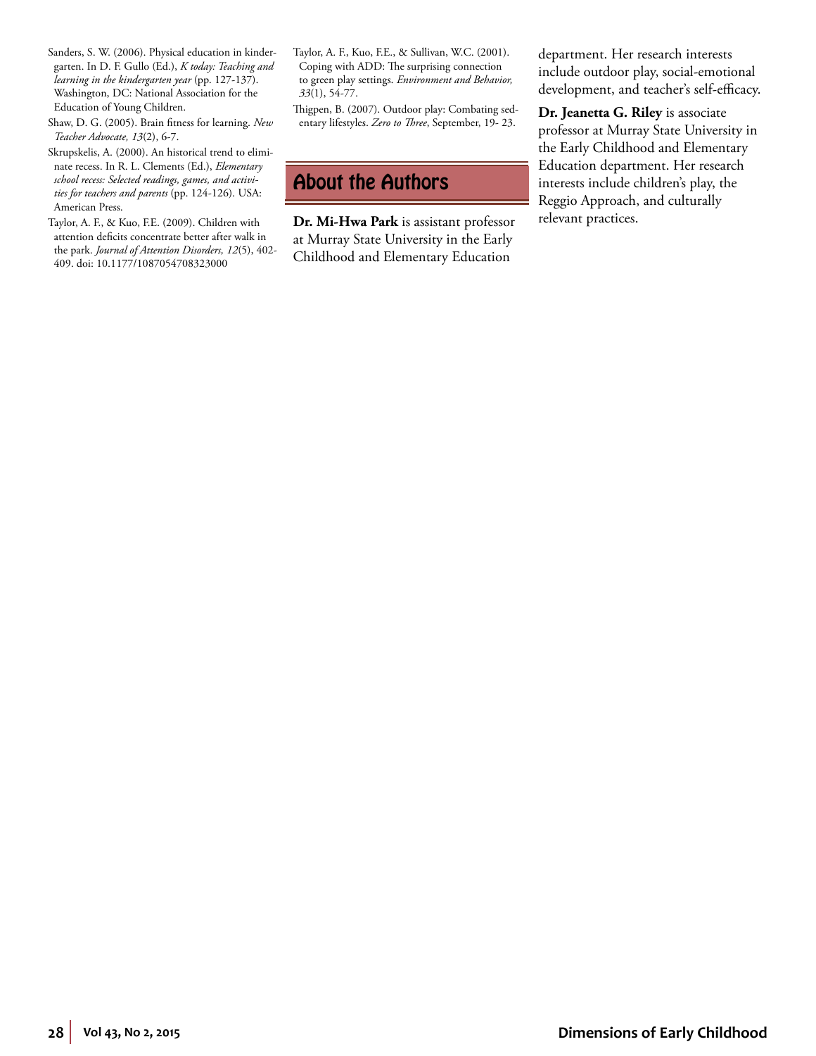Sanders, S. W. (2006). Physical education in kindergarten. In D. F. Gullo (Ed.), *K today: Teaching and learning in the kindergarten year* (pp. 127-137). Washington, DC: National Association for the Education of Young Children.

Shaw, D. G. (2005). Brain fitness for learning. *New Teacher Advocate, 13*(2), 6-7.

Skrupskelis, A. (2000). An historical trend to eliminate recess. In R. L. Clements (Ed.), *Elementary school recess: Selected readings, games, and activities for teachers and parents* (pp. 124-126). USA: American Press.

Taylor, A. F., & Kuo, F.E. (2009). Children with attention deficits concentrate better after walk in the park. *Journal of Attention Disorders, 12*(5), 402-409. doi: 10.1177/1087054708323000

Taylor, A. F., Kuo, F.E., & Sullivan, W.C. (2001). Coping with ADD: The surprising connection to green play settings. *Environment and Behavior, 33*(1), 54-77.

Thigpen, B. (2007). Outdoor play: Combating sedentary lifestyles. *Zero to Three*, September, 19- 23.

## About the Authors

**Dr. Mi-Hwa Park** is assistant professor at Murray State University in the Early Childhood and Elementary Education department. Her research interests include outdoor play, social-emotional development, and teacher's self-efficacy.

**Dr. Jeanetta G. Riley** is associate professor at Murray State University in the Early Childhood and Elementary Education department. Her research interests include children's play, the Reggio Approach, and culturally relevant practices.